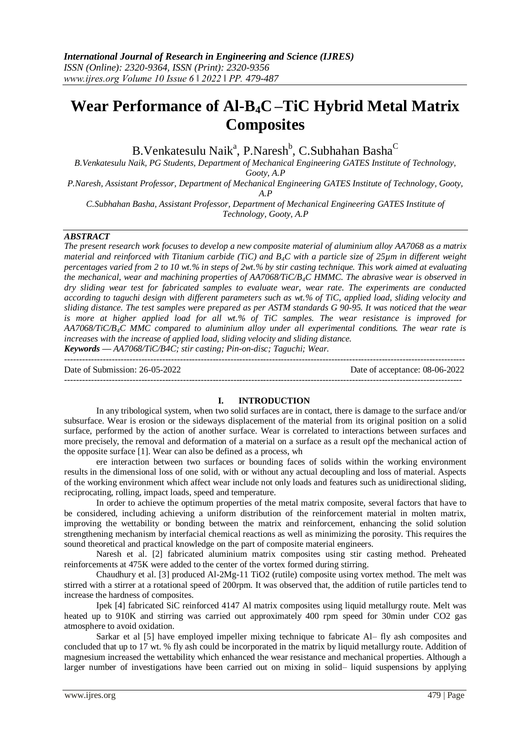# Wear Performance of Al-$B_4C$ –TiC Hybrid Metal Matrix Composites

B.Venkatesulu Naik[a], P.Naresh[b], C.Subhahan Basha[C]

*B.Venkatesulu Naik, PG Students, Department of Mechanical Engineering GATES Institute of Technology, Gooty, A.P*

*P.Naresh, Assistant Professor, Department of Mechanical Engineering GATES Institute of Technology, Gooty, A.P*

*C.Subhahan Basha, Assistant Professor, Department of Mechanical Engineering GATES Institute of Technology, Gooty, A.P*

***ABSTRACT***

*The present research work focuses to develop a new composite material of aluminium alloy AA7068 as a matrix material and reinforced with Titanium carbide (TiC) and $B_4C$ with a particle size of 25µm in different weight percentages varied from 2 to 10 wt.% in steps of 2wt.% by stir casting technique. This work aimed at evaluating the mechanical, wear and machining properties of AA7068/TiC/$B_4C$ HMMC. The abrasive wear is observed in dry sliding wear test for fabricated samples to evaluate wear, wear rate. The experiments are conducted according to taguchi design with different parameters such as wt.% of TiC, applied load, sliding velocity and sliding distance. The test samples were prepared as per ASTM standards G 90-95. It was noticed that the wear is more at higher applied load for all wt.% of TiC samples. The wear resistance is improved for AA7068/TiC/$B_4C$ MMC compared to aluminium alloy under all experimental conditions. The wear rate is increases with the increase of applied load, sliding velocity and sliding distance.*

***Keywords —*** *AA7068/TiC/B4C; stir casting; Pin-on-disc; Taguchi; Wear.*

---

Date of Submission: 26-05-2022 | Date of acceptance: 08-06-2022

---

## I. INTRODUCTION

In any tribological system, when two solid surfaces are in contact, there is damage to the surface and/or subsurface. Wear is erosion or the sideways displacement of the material from its original position on a solid surface, performed by the action of another surface. Wear is correlated to interactions between surfaces and more precisely, the removal and deformation of a material on a surface as a result opf the mechanical action of the opposite surface [1]. Wear can also be defined as a process, wh

ere interaction between two surfaces or bounding faces of solids within the working environment results in the dimensional loss of one solid, with or without any actual decoupling and loss of material. Aspects of the working environment which affect wear include not only loads and features such as unidirectional sliding, reciprocating, rolling, impact loads, speed and temperature.

In order to achieve the optimum properties of the metal matrix composite, several factors that have to be considered, including achieving a uniform distribution of the reinforcement material in molten matrix, improving the wettability or bonding between the matrix and reinforcement, enhancing the solid solution strengthening mechanism by interfacial chemical reactions as well as minimizing the porosity. This requires the sound theoretical and practical knowledge on the part of composite material engineers.

Naresh et al. [2] fabricated aluminium matrix composites using stir casting method. Preheated reinforcements at 475K were added to the center of the vortex formed during stirring.

Chaudhury et al. [3] produced Al-2Mg-11 $TiO_2$ (rutile) composite using vortex method. The melt was stirred with a stirrer at a rotational speed of 200rpm. It was observed that, the addition of rutile particles tend to increase the hardness of composites.

Ipek [4] fabricated SiC reinforced 4147 Al matrix composites using liquid metallurgy route. Melt was heated up to 910K and stirring was carried out approximately 400 rpm speed for 30min under $CO_2$ gas atmosphere to avoid oxidation.

Sarkar et al [5] have employed impeller mixing technique to fabricate Al– fly ash composites and concluded that up to 17 wt. % fly ash could be incorporated in the matrix by liquid metallurgy route. Addition of magnesium increased the wettability which enhanced the wear resistance and mechanical properties. Although a larger number of investigations have been carried out on mixing in solid– liquid suspensions by applying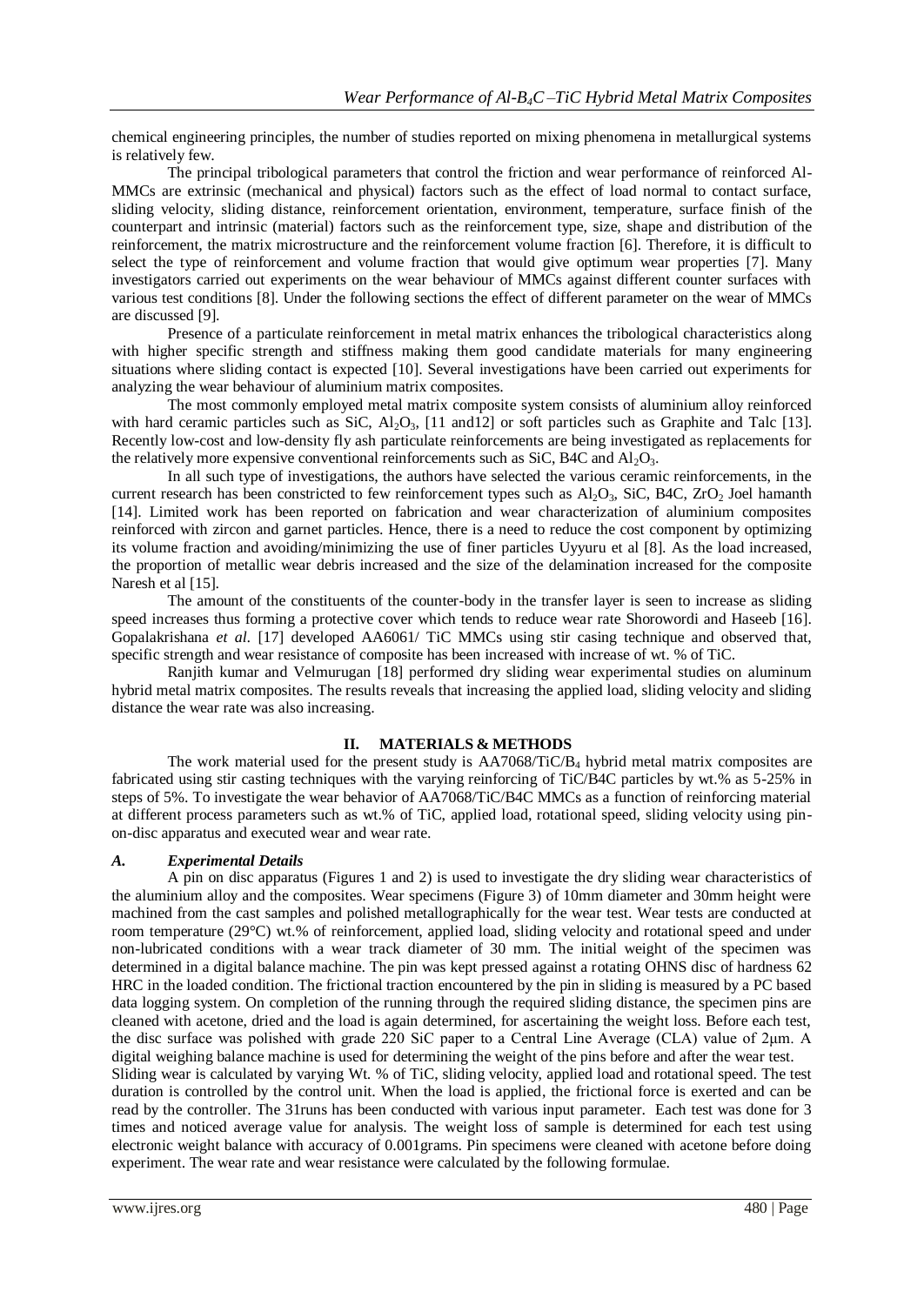chemical engineering principles, the number of studies reported on mixing phenomena in metallurgical systems is relatively few.

The principal tribological parameters that control the friction and wear performance of reinforced Al-MMCs are extrinsic (mechanical and physical) factors such as the effect of load normal to contact surface, sliding velocity, sliding distance, reinforcement orientation, environment, temperature, surface finish of the counterpart and intrinsic (material) factors such as the reinforcement type, size, shape and distribution of the reinforcement, the matrix microstructure and the reinforcement volume fraction [6]. Therefore, it is difficult to select the type of reinforcement and volume fraction that would give optimum wear properties [7]. Many investigators carried out experiments on the wear behaviour of MMCs against different counter surfaces with various test conditions [8]. Under the following sections the effect of different parameter on the wear of MMCs are discussed [9].

Presence of a particulate reinforcement in metal matrix enhances the tribological characteristics along with higher specific strength and stiffness making them good candidate materials for many engineering situations where sliding contact is expected [10]. Several investigations have been carried out experiments for analyzing the wear behaviour of aluminium matrix composites.

The most commonly employed metal matrix composite system consists of aluminium alloy reinforced with hard ceramic particles such as SiC, $Al_2O_3$, [11 and12] or soft particles such as Graphite and Talc [13]. Recently low-cost and low-density fly ash particulate reinforcements are being investigated as replacements for the relatively more expensive conventional reinforcements such as SiC, B4C and $Al_2O_3$.

In all such type of investigations, the authors have selected the various ceramic reinforcements, in the current research has been constricted to few reinforcement types such as $Al_2O_3$, SiC, B4C, $ZrO_2$ Joel hamanth [14]. Limited work has been reported on fabrication and wear characterization of aluminium composites reinforced with zircon and garnet particles. Hence, there is a need to reduce the cost component by optimizing its volume fraction and avoiding/minimizing the use of finer particles Uyyuru et al [8]. As the load increased, the proportion of metallic wear debris increased and the size of the delamination increased for the composite Naresh et al [15].

The amount of the constituents of the counter-body in the transfer layer is seen to increase as sliding speed increases thus forming a protective cover which tends to reduce wear rate Shorowordi and Haseeb [16]. Gopalakrishana *et al.* [17] developed AA6061/ TiC MMCs using stir casing technique and observed that, specific strength and wear resistance of composite has been increased with increase of wt. % of TiC.

Ranjith kumar and Velmurugan [18] performed dry sliding wear experimental studies on aluminum hybrid metal matrix composites. The results reveals that increasing the applied load, sliding velocity and sliding distance the wear rate was also increasing.

## II. MATERIALS & METHODS

The work material used for the present study is AA7068/TiC/$B_4$ hybrid metal matrix composites are fabricated using stir casting techniques with the varying reinforcing of TiC/B4C particles by wt.% as 5-25% in steps of 5%. To investigate the wear behavior of AA7068/TiC/B4C MMCs as a function of reinforcing material at different process parameters such as wt.% of TiC, applied load, rotational speed, sliding velocity using pin-on-disc apparatus and executed wear and wear rate.

### *A. Experimental Details*

A pin on disc apparatus (Figures 1 and 2) is used to investigate the dry sliding wear characteristics of the aluminium alloy and the composites. Wear specimens (Figure 3) of 10mm diameter and 30mm height were machined from the cast samples and polished metallographically for the wear test. Wear tests are conducted at room temperature (29°C) wt.% of reinforcement, applied load, sliding velocity and rotational speed and under non-lubricated conditions with a wear track diameter of 30 mm. The initial weight of the specimen was determined in a digital balance machine. The pin was kept pressed against a rotating OHNS disc of hardness 62 HRC in the loaded condition. The frictional traction encountered by the pin in sliding is measured by a PC based data logging system. On completion of the running through the required sliding distance, the specimen pins are cleaned with acetone, dried and the load is again determined, for ascertaining the weight loss. Before each test, the disc surface was polished with grade 220 SiC paper to a Central Line Average (CLA) value of 2μm. A digital weighing balance machine is used for determining the weight of the pins before and after the wear test.

Sliding wear is calculated by varying Wt. % of TiC, sliding velocity, applied load and rotational speed. The test duration is controlled by the control unit. When the load is applied, the frictional force is exerted and can be read by the controller. The 31runs has been conducted with various input parameter. Each test was done for 3 times and noticed average value for analysis. The weight loss of sample is determined for each test using electronic weight balance with accuracy of 0.001grams. Pin specimens were cleaned with acetone before doing experiment. The wear rate and wear resistance were calculated by the following formulae.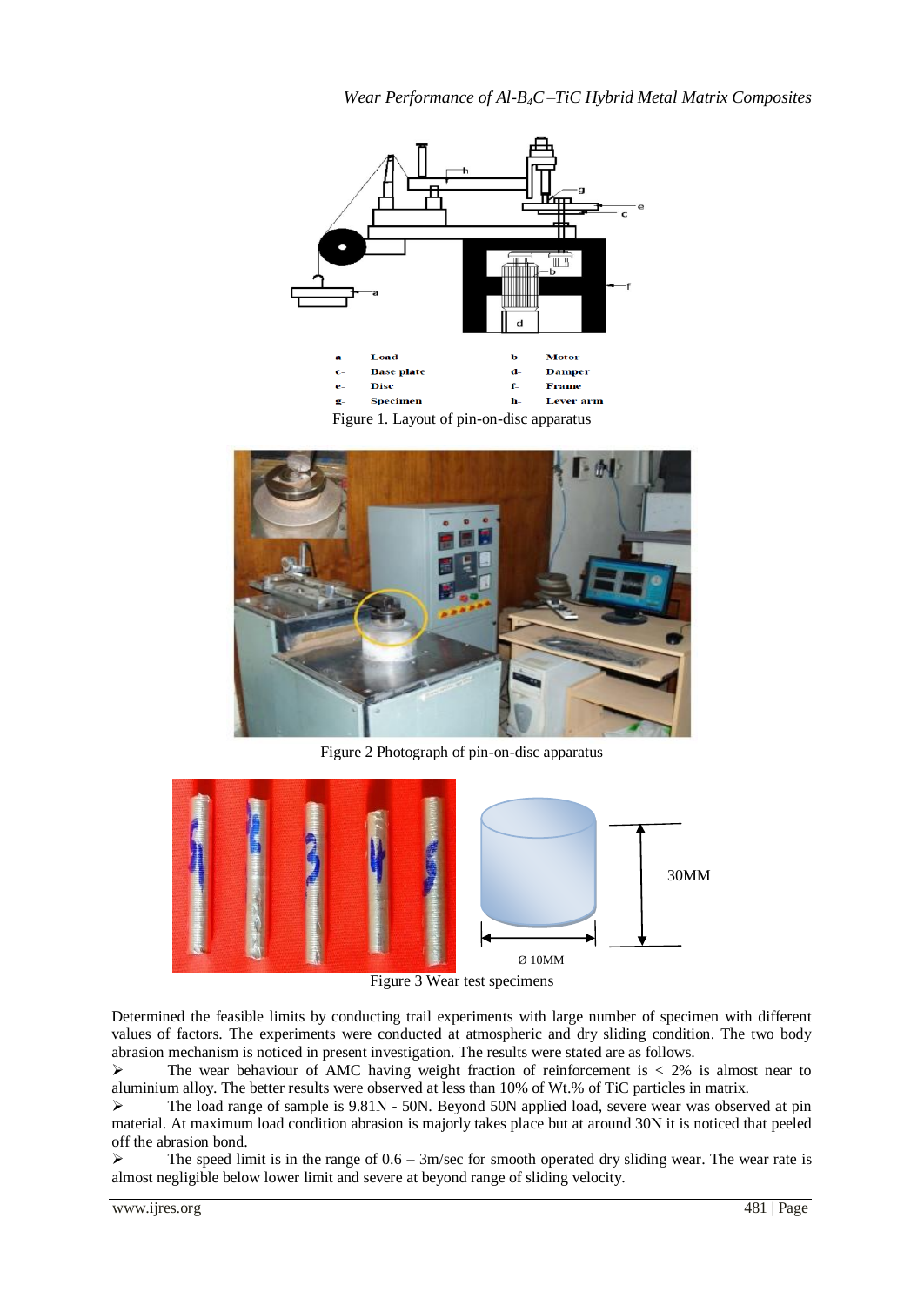a- Load
b- Motor
c- Base plate
d- Damper
e- Disc
f- Frame
g- Specimen
h- Lever arm

Figure 1. Layout of pin-on-disc apparatus

Figure 2 Photograph of pin-on-disc apparatus

30MM

Ø 10MM

Figure 3 Wear test specimens

Determined the feasible limits by conducting trail experiments with large number of specimen with different values of factors. The experiments were conducted at atmospheric and dry sliding condition. The two body abrasion mechanism is noticed in present investigation. The results were stated are as follows.

- The wear behaviour of AMC having weight fraction of reinforcement is < 2% is almost near to aluminium alloy. The better results were observed at less than 10% of Wt.% of TiC particles in matrix.
- The load range of sample is 9.81N - 50N. Beyond 50N applied load, severe wear was observed at pin material. At maximum load condition abrasion is majorly takes place but at around 30N it is noticed that peeled off the abrasion bond.
- The speed limit is in the range of 0.6 – 3m/sec for smooth operated dry sliding wear. The wear rate is almost negligible below lower limit and severe at beyond range of sliding velocity.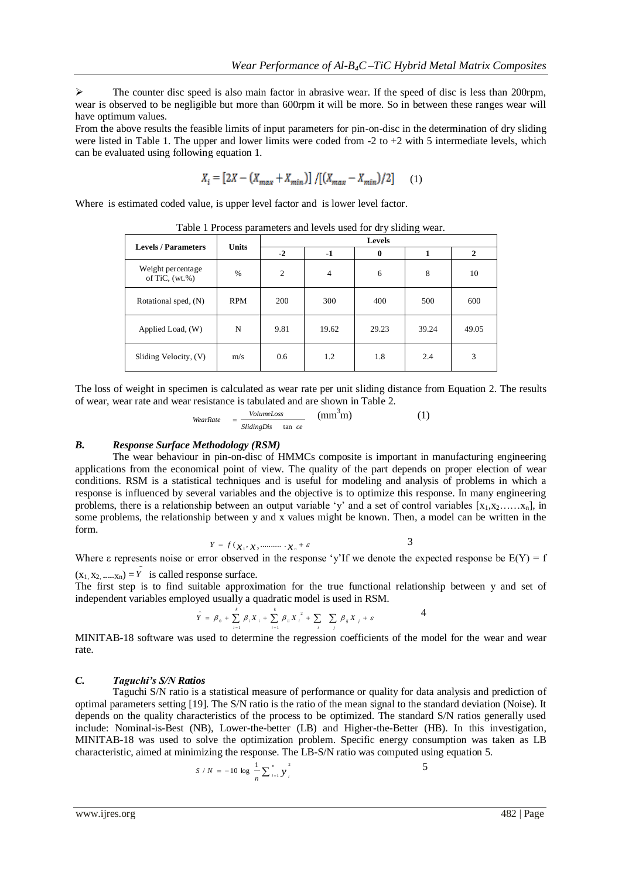➢ The counter disc speed is also main factor in abrasive wear. If the speed of disc is less than 200rpm, wear is observed to be negligible but more than 600rpm it will be more. So in between these ranges wear will have optimum values.

From the above results the feasible limits of input parameters for pin-on-disc in the determination of dry sliding were listed in Table 1. The upper and lower limits were coded from -2 to +2 with 5 intermediate levels, which can be evaluated using following equation 1.

$$X_i = [2X - (X_{max} + X_{min})] / [(X_{max} - X_{min})/2] \quad (1)$$

Where is estimated coded value, is upper level factor and is lower level factor.

Table 1 Process parameters and levels used for dry sliding wear.

| Levels / Parameters | Units | Levels | | | | |
|---|---|---|---|---|---|---|
| | | -2 | -1 | 0 | 1 | 2 |
| Weight percentage of TiC, (wt.%) | % | 2 | 4 | 6 | 8 | 10 |
| Rotational sped, (N) | RPM | 200 | 300 | 400 | 500 | 600 |
| Applied Load, (W) | N | 9.81 | 19.62 | 29.23 | 39.24 | 49.05 |
| Sliding Velocity, (V) | m/s | 0.6 | 1.2 | 1.8 | 2.4 | 3 |

The loss of weight in specimen is calculated as wear rate per unit sliding distance from Equation 2. The results of wear, wear rate and wear resistance is tabulated and are shown in Table 2.

$$WearRate = \frac{VolumeLoss}{SlidingDistance} \quad (mm^3m) \quad (1)$$

### *B. Response Surface Methodology (RSM)*

The wear behaviour in pin-on-disc of HMMCs composite is important in manufacturing engineering applications from the economical point of view. The quality of the part depends on proper election of wear conditions. RSM is a statistical techniques and is useful for modeling and analysis of problems in which a response is influenced by several variables and the objective is to optimize this response. In many engineering problems, there is a relationship between an output variable 'y' and a set of control variables $[x_1, x_2 \ldots\ldots x_n]$, in some problems, the relationship between y and x values might be known. Then, a model can be written in the form.

$$Y = f(x_1, x_2 \ldots\ldots\ldots . x_n + \varepsilon \quad 3$$

Where ε represents noise or error observed in the response 'y'If we denote the expected response be $E(Y) = f(x_1, x_2, \ldots x_n) = \bar{Y}$ is called response surface.

The first step is to find suitable approximation for the true functional relationship between y and set of independent variables employed usually a quadratic model is used in RSM.

$$\hat{Y} = \beta_o + \sum_{i=1}^{k} \beta_i X_i + \sum_{i=1}^{k} \beta_{ii} X_i^2 + \sum_i \sum_j \beta_{ij} X_j + \varepsilon \quad 4$$

MINITAB-18 software was used to determine the regression coefficients of the model for the wear and wear rate.

### *C. Taguchi's S/N Ratios*

Taguchi S/N ratio is a statistical measure of performance or quality for data analysis and prediction of optimal parameters setting [19]. The S/N ratio is the ratio of the mean signal to the standard deviation (Noise). It depends on the quality characteristics of the process to be optimized. The standard S/N ratios generally used include: Nominal-is-Best (NB), Lower-the-better (LB) and Higher-the-Better (HB). In this investigation, MINITAB-18 was used to solve the optimization problem. Specific energy consumption was taken as LB characteristic, aimed at minimizing the response. The LB-S/N ratio was computed using equation 5.

$$S/N = -10 \log \frac{1}{n} \sum_{i=1}^{n} y_i^2 \quad 5$$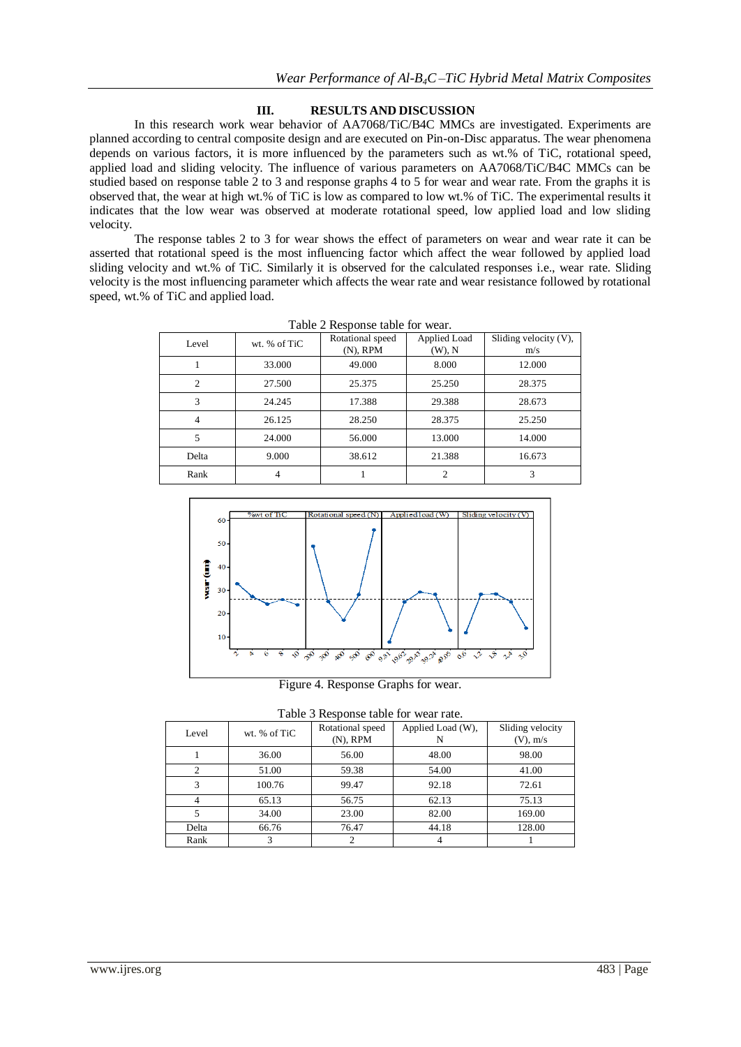## III. RESULTS AND DISCUSSION

In this research work wear behavior of AA7068/TiC/B4C MMCs are investigated. Experiments are planned according to central composite design and are executed on Pin-on-Disc apparatus. The wear phenomena depends on various factors, it is more influenced by the parameters such as wt.% of TiC, rotational speed, applied load and sliding velocity. The influence of various parameters on AA7068/TiC/B4C MMCs can be studied based on response table 2 to 3 and response graphs 4 to 5 for wear and wear rate. From the graphs it is observed that, the wear at high wt.% of TiC is low as compared to low wt.% of TiC. The experimental results it indicates that the low wear was observed at moderate rotational speed, low applied load and low sliding velocity.

The response tables 2 to 3 for wear shows the effect of parameters on wear and wear rate it can be asserted that rotational speed is the most influencing factor which affect the wear followed by applied load sliding velocity and wt.% of TiC. Similarly it is observed for the calculated responses i.e., wear rate. Sliding velocity is the most influencing parameter which affects the wear rate and wear resistance followed by rotational speed, wt.% of TiC and applied load.

Table 2 Response table for wear.

| Level | wt. % of TiC | Rotational speed (N), RPM | Applied Load (W), N | Sliding velocity (V), m/s |
|---|---|---|---|---|
| 1 | 33.000 | 49.000 | 8.000 | 12.000 |
| 2 | 27.500 | 25.375 | 25.250 | 28.375 |
| 3 | 24.245 | 17.388 | 29.388 | 28.673 |
| 4 | 26.125 | 28.250 | 28.375 | 25.250 |
| 5 | 24.000 | 56.000 | 13.000 | 14.000 |
| Delta | 9.000 | 38.612 | 21.388 | 16.673 |
| Rank | 4 | 1 | 2 | 3 |

%wt of TiC | Rotational speed (N) | Applied load (W) | Sliding velocity (V)

wear (µm)

60, 50, 40, 30, 20, 10

2, 4, 6, 8, 10 | 200, 300, 400, 500, 600 | 9.81, 19.62, 29.43, 39.24, 49.05 | 0.6, 1.2, 1.8, 2.4, 3.0

Figure 4. Response Graphs for wear.

Table 3 Response table for wear rate.

| Level | wt. % of TiC | Rotational speed (N), RPM | Applied Load (W), N | Sliding velocity (V), m/s |
|---|---|---|---|---|
| 1 | 36.00 | 56.00 | 48.00 | 98.00 |
| 2 | 51.00 | 59.38 | 54.00 | 41.00 |
| 3 | 100.76 | 99.47 | 92.18 | 72.61 |
| 4 | 65.13 | 56.75 | 62.13 | 75.13 |
| 5 | 34.00 | 23.00 | 82.00 | 169.00 |
| Delta | 66.76 | 76.47 | 44.18 | 128.00 |
| Rank | 3 | 2 | 4 | 1 |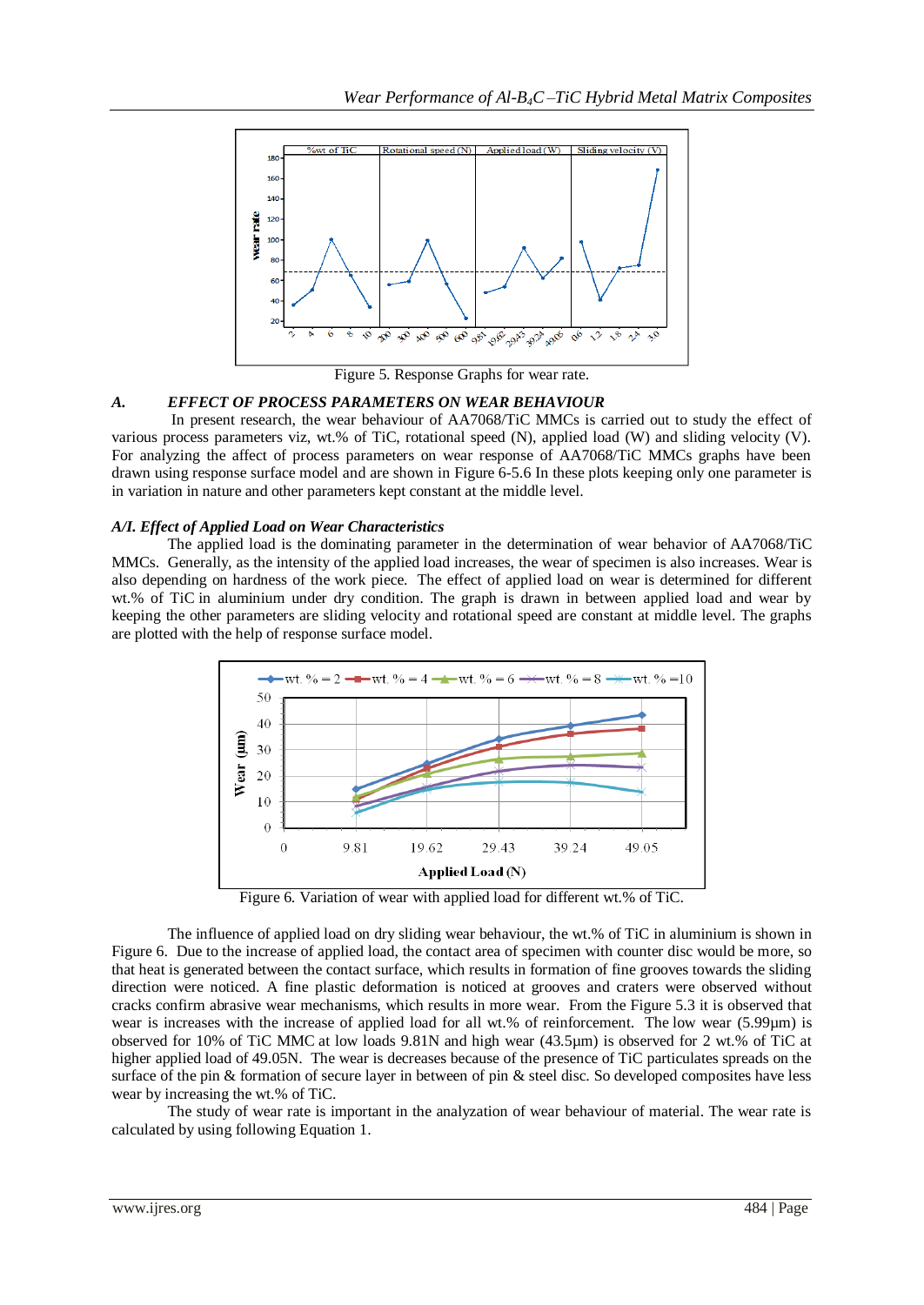Figure 5. Response Graphs for wear rate.

### A. EFFECT OF PROCESS PARAMETERS ON WEAR BEHAVIOUR

In present research, the wear behaviour of AA7068/TiC MMCs is carried out to study the effect of various process parameters viz, wt.% of TiC, rotational speed (N), applied load (W) and sliding velocity (V). For analyzing the affect of process parameters on wear response of AA7068/TiC MMCs graphs have been drawn using response surface model and are shown in Figure 6-5.6 In these plots keeping only one parameter is in variation in nature and other parameters kept constant at the middle level.

#### *A/I. Effect of Applied Load on Wear Characteristics*

The applied load is the dominating parameter in the determination of wear behavior of AA7068/TiC MMCs. Generally, as the intensity of the applied load increases, the wear of specimen is also increases. Wear is also depending on hardness of the work piece. The effect of applied load on wear is determined for different wt.% of TiC in aluminium under dry condition. The graph is drawn in between applied load and wear by keeping the other parameters are sliding velocity and rotational speed are constant at middle level. The graphs are plotted with the help of response surface model.

Figure 6. Variation of wear with applied load for different wt.% of TiC.

The influence of applied load on dry sliding wear behaviour, the wt.% of TiC in aluminium is shown in Figure 6. Due to the increase of applied load, the contact area of specimen with counter disc would be more, so that heat is generated between the contact surface, which results in formation of fine grooves towards the sliding direction were noticed. A fine plastic deformation is noticed at grooves and craters were observed without cracks confirm abrasive wear mechanisms, which results in more wear. From the Figure 5.3 it is observed that wear is increases with the increase of applied load for all wt.% of reinforcement. The low wear (5.99µm) is observed for 10% of TiC MMC at low loads 9.81N and high wear (43.5µm) is observed for 2 wt.% of TiC at higher applied load of 49.05N. The wear is decreases because of the presence of TiC particulates spreads on the surface of the pin & formation of secure layer in between of pin & steel disc. So developed composites have less wear by increasing the wt.% of TiC.

The study of wear rate is important in the analyzation of wear behaviour of material. The wear rate is calculated by using following Equation 1.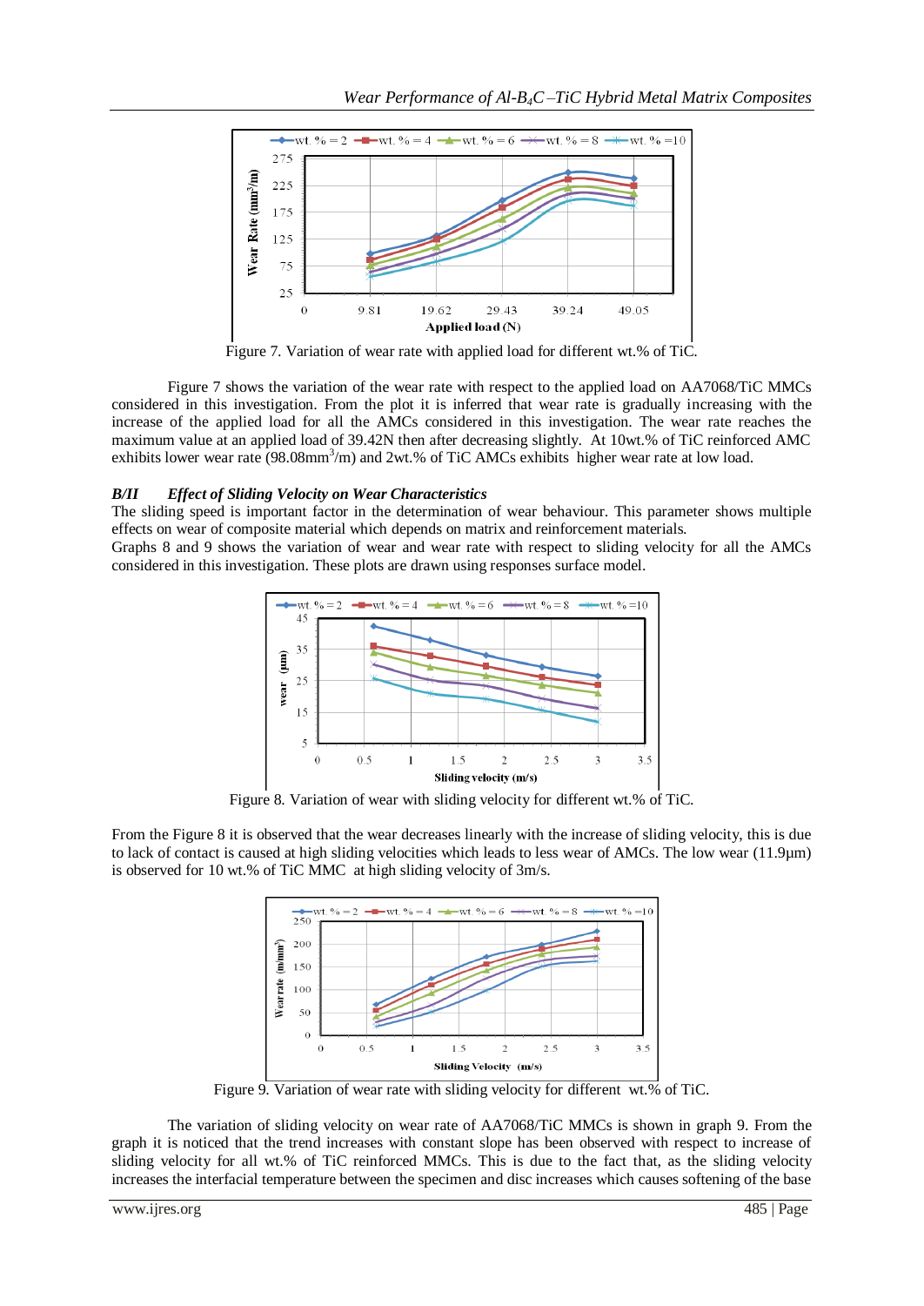wt. % = 2 &nbsp; wt. % = 4 &nbsp; wt. % = 6 &nbsp; wt. % = 8 &nbsp; wt. % =10

Wear Rate (mm³/m)

275
225
175
125
75
25

0 &nbsp; 9.81 &nbsp; 19.62 &nbsp; 29.43 &nbsp; 39.24 &nbsp; 49.05

Applied load (N)

Figure 7. Variation of wear rate with applied load for different wt.% of TiC.

Figure 7 shows the variation of the wear rate with respect to the applied load on AA7068/TiC MMCs considered in this investigation. From the plot it is inferred that wear rate is gradually increasing with the increase of the applied load for all the AMCs considered in this investigation. The wear rate reaches the maximum value at an applied load of 39.42N then after decreasing slightly. At 10wt.% of TiC reinforced AMC exhibits lower wear rate (98.08mm$^3$/m) and 2wt.% of TiC AMCs exhibits higher wear rate at low load.

### *B/II Effect of Sliding Velocity on Wear Characteristics*

The sliding speed is important factor in the determination of wear behaviour. This parameter shows multiple effects on wear of composite material which depends on matrix and reinforcement materials.

Graphs 8 and 9 shows the variation of wear and wear rate with respect to sliding velocity for all the AMCs considered in this investigation. These plots are drawn using responses surface model.

wt. % = 2 &nbsp; wt. % = 4 &nbsp; wt. % = 6 &nbsp; wt. % = 8 &nbsp; wt. % =10

wear (µm)

45
35
25
15
5

0 &nbsp; 0.5 &nbsp; 1 &nbsp; 1.5 &nbsp; 2 &nbsp; 2.5 &nbsp; 3 &nbsp; 3.5

Sliding velocity (m/s)

Figure 8. Variation of wear with sliding velocity for different wt.% of TiC.

From the Figure 8 it is observed that the wear decreases linearly with the increase of sliding velocity, this is due to lack of contact is caused at high sliding velocities which leads to less wear of AMCs. The low wear (11.9µm) is observed for 10 wt.% of TiC MMC at high sliding velocity of 3m/s.

wt. % = 2 &nbsp; wt. % = 4 &nbsp; wt. % = 6 &nbsp; wt. % = 8 &nbsp; wt. % =10

Wear rate (m/mm³)

250
200
150
100
50
0

0 &nbsp; 0.5 &nbsp; 1 &nbsp; 1.5 &nbsp; 2 &nbsp; 2.5 &nbsp; 3 &nbsp; 3.5

Sliding Velocity (m/s)

Figure 9. Variation of wear rate with sliding velocity for different wt.% of TiC.

The variation of sliding velocity on wear rate of AA7068/TiC MMCs is shown in graph 9. From the graph it is noticed that the trend increases with constant slope has been observed with respect to increase of sliding velocity for all wt.% of TiC reinforced MMCs. This is due to the fact that, as the sliding velocity increases the interfacial temperature between the specimen and disc increases which causes softening of the base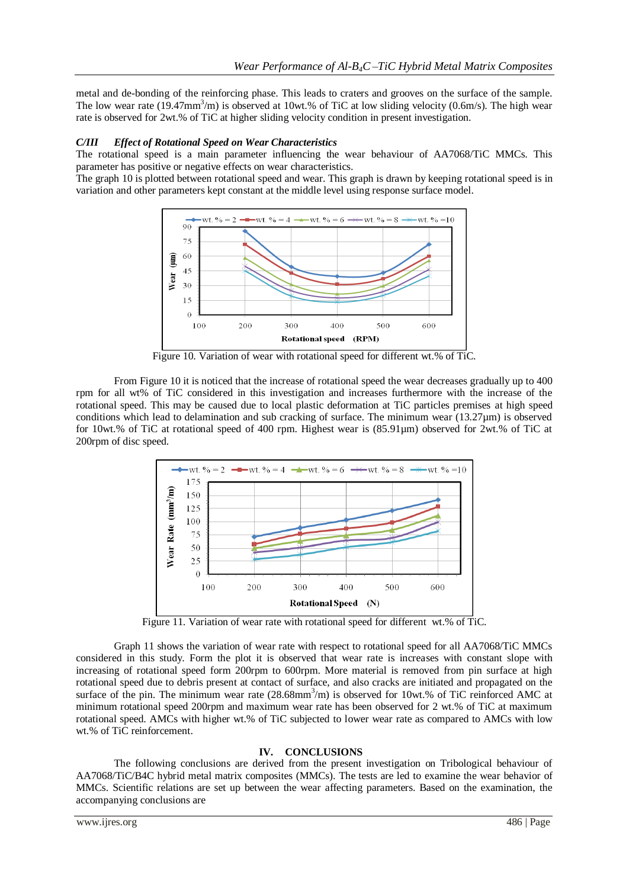metal and de-bonding of the reinforcing phase. This leads to craters and grooves on the surface of the sample. The low wear rate ($19.47mm^3/m$) is observed at 10wt.% of TiC at low sliding velocity (0.6m/s). The high wear rate is observed for 2wt.% of TiC at higher sliding velocity condition in present investigation.

### *C/III Effect of Rotational Speed on Wear Characteristics*

The rotational speed is a main parameter influencing the wear behaviour of AA7068/TiC MMCs. This parameter has positive or negative effects on wear characteristics.

The graph 10 is plotted between rotational speed and wear. This graph is drawn by keeping rotational speed is in variation and other parameters kept constant at the middle level using response surface model.

Figure 10. Variation of wear with rotational speed for different wt.% of TiC.

From Figure 10 it is noticed that the increase of rotational speed the wear decreases gradually up to 400 rpm for all wt% of TiC considered in this investigation and increases furthermore with the increase of the rotational speed. This may be caused due to local plastic deformation at TiC particles premises at high speed conditions which lead to delamination and sub cracking of surface. The minimum wear (13.27µm) is observed for 10wt.% of TiC at rotational speed of 400 rpm. Highest wear is (85.91µm) observed for 2wt.% of TiC at 200rpm of disc speed.

Figure 11. Variation of wear rate with rotational speed for different wt.% of TiC.

Graph 11 shows the variation of wear rate with respect to rotational speed for all AA7068/TiC MMCs considered in this study. Form the plot it is observed that wear rate is increases with constant slope with increasing of rotational speed form 200rpm to 600rpm. More material is removed from pin surface at high rotational speed due to debris present at contact of surface, and also cracks are initiated and propagated on the surface of the pin. The minimum wear rate ($28.68mm^3/m$) is observed for 10wt.% of TiC reinforced AMC at minimum rotational speed 200rpm and maximum wear rate has been observed for 2 wt.% of TiC at maximum rotational speed. AMCs with higher wt.% of TiC subjected to lower wear rate as compared to AMCs with low wt.% of TiC reinforcement.

## IV. CONCLUSIONS

The following conclusions are derived from the present investigation on Tribological behaviour of AA7068/TiC/B4C hybrid metal matrix composites (MMCs). The tests are led to examine the wear behavior of MMCs. Scientific relations are set up between the wear affecting parameters. Based on the examination, the accompanying conclusions are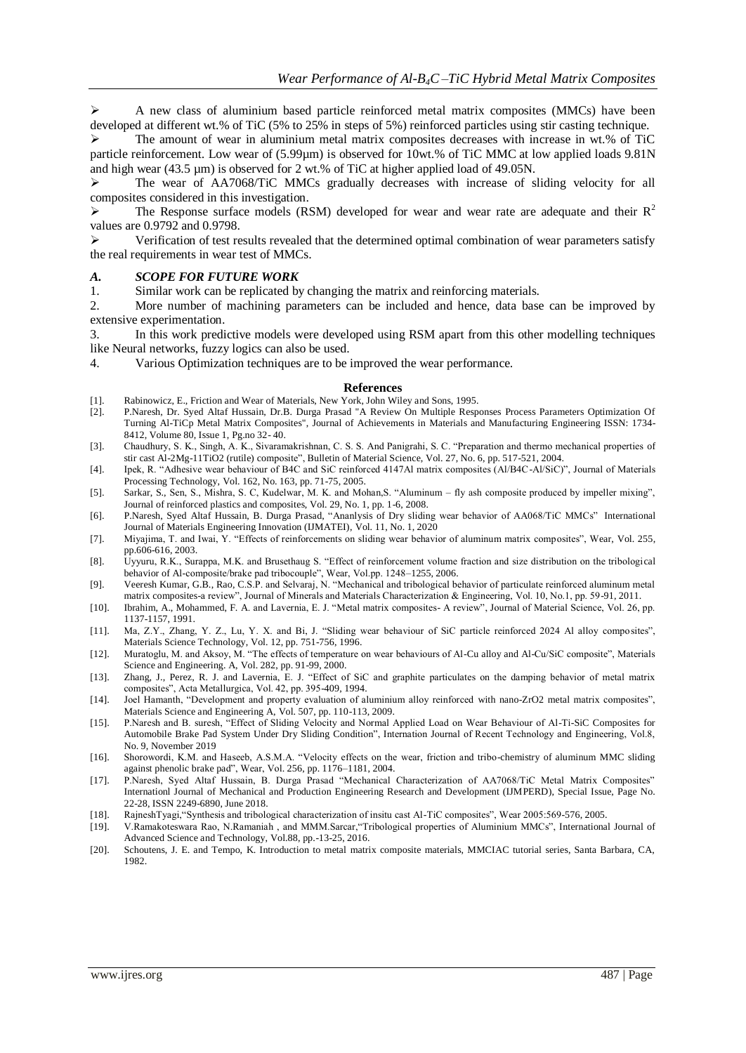- A new class of aluminium based particle reinforced metal matrix composites (MMCs) have been developed at different wt.% of TiC (5% to 25% in steps of 5%) reinforced particles using stir casting technique.
- The amount of wear in aluminium metal matrix composites decreases with increase in wt.% of TiC particle reinforcement. Low wear of (5.99µm) is observed for 10wt.% of TiC MMC at low applied loads 9.81N and high wear (43.5 µm) is observed for 2 wt.% of TiC at higher applied load of 49.05N.
- The wear of AA7068/TiC MMCs gradually decreases with increase of sliding velocity for all composites considered in this investigation.
- The Response surface models (RSM) developed for wear and wear rate are adequate and their $R^2$ values are 0.9792 and 0.9798.
- Verification of test results revealed that the determined optimal combination of wear parameters satisfy the real requirements in wear test of MMCs.

### *A. SCOPE FOR FUTURE WORK*

1. Similar work can be replicated by changing the matrix and reinforcing materials.
2. More number of machining parameters can be included and hence, data base can be improved by extensive experimentation.
3. In this work predictive models were developed using RSM apart from this other modelling techniques like Neural networks, fuzzy logics can also be used.
4. Various Optimization techniques are to be improved the wear performance.

## References

[1]. Rabinowicz, E., Friction and Wear of Materials, New York, John Wiley and Sons, 1995.

[2]. P.Naresh, Dr. Syed Altaf Hussain, Dr.B. Durga Prasad "A Review On Multiple Responses Process Parameters Optimization Of Turning Al-TiCp Metal Matrix Composites", Journal of Achievements in Materials and Manufacturing Engineering ISSN: 1734-8412, Volume 80, Issue 1, Pg.no 32- 40.

[3]. Chaudhury, S. K., Singh, A. K., Sivaramakrishnan, C. S. S. And Panigrahi, S. C. "Preparation and thermo mechanical properties of stir cast Al-2Mg-11TiO2 (rutile) composite", Bulletin of Material Science, Vol. 27, No. 6, pp. 517-521, 2004.

[4]. Ipek, R. "Adhesive wear behaviour of B4C and SiC reinforced 4147Al matrix composites (Al/B4C-Al/SiC)", Journal of Materials Processing Technology, Vol. 162, No. 163, pp. 71-75, 2005.

[5]. Sarkar, S., Sen, S., Mishra, S. C, Kudelwar, M. K. and Mohan,S. "Aluminum – fly ash composite produced by impeller mixing", Journal of reinforced plastics and composites, Vol. 29, No. 1, pp. 1-6, 2008.

[6]. P.Naresh, Syed Altaf Hussain, B. Durga Prasad, "Ananlysis of Dry sliding wear behavior of AA068/TiC MMCs" International Journal of Materials Engineering Innovation (IJMATEI), Vol. 11, No. 1, 2020

[7]. Miyajima, T. and Iwai, Y. "Effects of reinforcements on sliding wear behavior of aluminum matrix composites", Wear, Vol. 255, pp.606-616, 2003.

[8]. Uyyuru, R.K., Surappa, M.K. and Brusethaug S. "Effect of reinforcement volume fraction and size distribution on the tribological behavior of Al-composite/brake pad tribocouple", Wear, Vol.pp. 1248–1255, 2006.

[9]. Veeresh Kumar, G.B., Rao, C.S.P. and Selvaraj, N. "Mechanical and tribological behavior of particulate reinforced aluminum metal matrix composites-a review", Journal of Minerals and Materials Characterization & Engineering, Vol. 10, No.1, pp. 59-91, 2011.

[10]. Ibrahim, A., Mohammed, F. A. and Lavernia, E. J. "Metal matrix composites- A review", Journal of Material Science, Vol. 26, pp. 1137-1157, 1991.

[11]. Ma, Z.Y., Zhang, Y. Z., Lu, Y. X. and Bi, J. "Sliding wear behaviour of SiC particle reinforced 2024 Al alloy composites", Materials Science Technology, Vol. 12, pp. 751-756, 1996.

[12]. Muratoglu, M. and Aksoy, M. "The effects of temperature on wear behaviours of Al-Cu alloy and Al-Cu/SiC composite", Materials Science and Engineering. A, Vol. 282, pp. 91-99, 2000.

[13]. Zhang, J., Perez, R. J. and Lavernia, E. J. "Effect of SiC and graphite particulates on the damping behavior of metal matrix composites", Acta Metallurgica, Vol. 42, pp. 395-409, 1994.

[14]. Joel Hamanth, "Development and property evaluation of aluminium alloy reinforced with nano-ZrO2 metal matrix composites", Materials Science and Engineering A, Vol. 507, pp. 110-113, 2009.

[15]. P.Naresh and B. suresh, "Effect of Sliding Velocity and Normal Applied Load on Wear Behaviour of Al-Ti-SiC Composites for Automobile Brake Pad System Under Dry Sliding Condition", Internation Journal of Recent Technology and Engineering, Vol.8, No. 9, November 2019

[16]. Shorowordi, K.M. and Haseeb, A.S.M.A. "Velocity effects on the wear, friction and tribo-chemistry of aluminum MMC sliding against phenolic brake pad", Wear, Vol. 256, pp. 1176–1181, 2004.

[17]. P.Naresh, Syed Altaf Hussain, B. Durga Prasad "Mechanical Characterization of AA7068/TiC Metal Matrix Composites" Internationl Journal of Mechanical and Production Engineering Research and Development (IJMPERD), Special Issue, Page No. 22-28, ISSN 2249-6890, June 2018.

[18]. RajneshTyagi,"Synthesis and tribological characterization of insitu cast Al-TiC composites", Wear 2005:569-576, 2005.

[19]. V.Ramakoteswara Rao, N.Ramaniah , and MMM.Sarcar,"Tribological properties of Aluminium MMCs", International Journal of Advanced Science and Technology, Vol.88, pp.-13-25, 2016.

[20]. Schoutens, J. E. and Tempo, K. Introduction to metal matrix composite materials, MMCIAC tutorial series, Santa Barbara, CA, 1982.